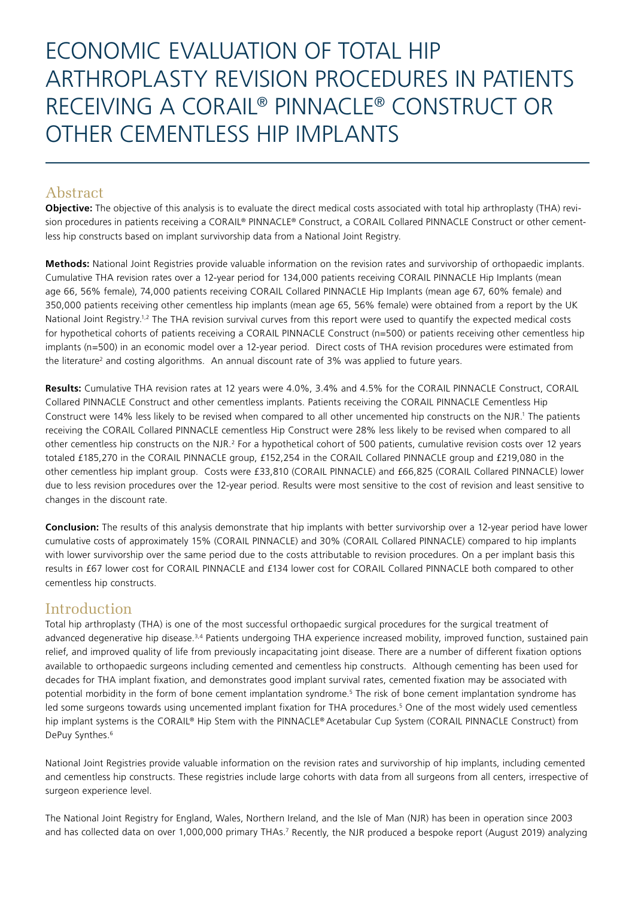# ECONOMIC EVALUATION OF TOTAL HIP ARTHROPLASTY REVISION PROCEDURES IN PATIENTS RECEIVING A CORAIL® PINNACLE® CONSTRUCT OR OTHER CEMENTLESS HIP IMPLANTS

## Abstract

**Objective:** The objective of this analysis is to evaluate the direct medical costs associated with total hip arthroplasty (THA) revision procedures in patients receiving a CORAIL® PINNACLE® Construct, a CORAIL Collared PINNACLE Construct or other cementless hip constructs based on implant survivorship data from a National Joint Registry.

**Methods:** National Joint Registries provide valuable information on the revision rates and survivorship of orthopaedic implants. Cumulative THA revision rates over a 12-year period for 134,000 patients receiving CORAIL PINNACLE Hip Implants (mean age 66, 56% female), 74,000 patients receiving CORAIL Collared PINNACLE Hip Implants (mean age 67, 60% female) and 350,000 patients receiving other cementless hip implants (mean age 65, 56% female) were obtained from a report by the UK National Joint Registry.[1,2] The THA revision survival curves from this report were used to quantify the expected medical costs for hypothetical cohorts of patients receiving a CORAIL PINNACLE Construct (n=500) or patients receiving other cementless hip implants (n=500) in an economic model over a 12-year period. Direct costs of THA revision procedures were estimated from the literature[2] and costing algorithms. An annual discount rate of 3% was applied to future years.

**Results:** Cumulative THA revision rates at 12 years were 4.0%, 3.4% and 4.5% for the CORAIL PINNACLE Construct, CORAIL Collared PINNACLE Construct and other cementless implants. Patients receiving the CORAIL PINNACLE Cementless Hip Construct were 14% less likely to be revised when compared to all other uncemented hip constructs on the NJR.[1] The patients receiving the CORAIL Collared PINNACLE cementless Hip Construct were 28% less likely to be revised when compared to all other cementless hip constructs on the NJR.[2] For a hypothetical cohort of 500 patients, cumulative revision costs over 12 years totaled £185,270 in the CORAIL PINNACLE group, £152,254 in the CORAIL Collared PINNACLE group and £219,080 in the other cementless hip implant group. Costs were £33,810 (CORAIL PINNACLE) and £66,825 (CORAIL Collared PINNACLE) lower due to less revision procedures over the 12-year period. Results were most sensitive to the cost of revision and least sensitive to changes in the discount rate.

**Conclusion:** The results of this analysis demonstrate that hip implants with better survivorship over a 12-year period have lower cumulative costs of approximately 15% (CORAIL PINNACLE) and 30% (CORAIL Collared PINNACLE) compared to hip implants with lower survivorship over the same period due to the costs attributable to revision procedures. On a per implant basis this results in £67 lower cost for CORAIL PINNACLE and £134 lower cost for CORAIL Collared PINNACLE both compared to other cementless hip constructs.

## Introduction

Total hip arthroplasty (THA) is one of the most successful orthopaedic surgical procedures for the surgical treatment of advanced degenerative hip disease.[3,4] Patients undergoing THA experience increased mobility, improved function, sustained pain relief, and improved quality of life from previously incapacitating joint disease. There are a number of different fixation options available to orthopaedic surgeons including cemented and cementless hip constructs. Although cementing has been used for decades for THA implant fixation, and demonstrates good implant survival rates, cemented fixation may be associated with potential morbidity in the form of bone cement implantation syndrome.[5] The risk of bone cement implantation syndrome has led some surgeons towards using uncemented implant fixation for THA procedures.[5] One of the most widely used cementless hip implant systems is the CORAIL® Hip Stem with the PINNACLE® Acetabular Cup System (CORAIL PINNACLE Construct) from DePuy Synthes.[6]

National Joint Registries provide valuable information on the revision rates and survivorship of hip implants, including cemented and cementless hip constructs. These registries include large cohorts with data from all surgeons from all centers, irrespective of surgeon experience level.

The National Joint Registry for England, Wales, Northern Ireland, and the Isle of Man (NJR) has been in operation since 2003 and has collected data on over 1,000,000 primary THAs.[7] Recently, the NJR produced a bespoke report (August 2019) analyzing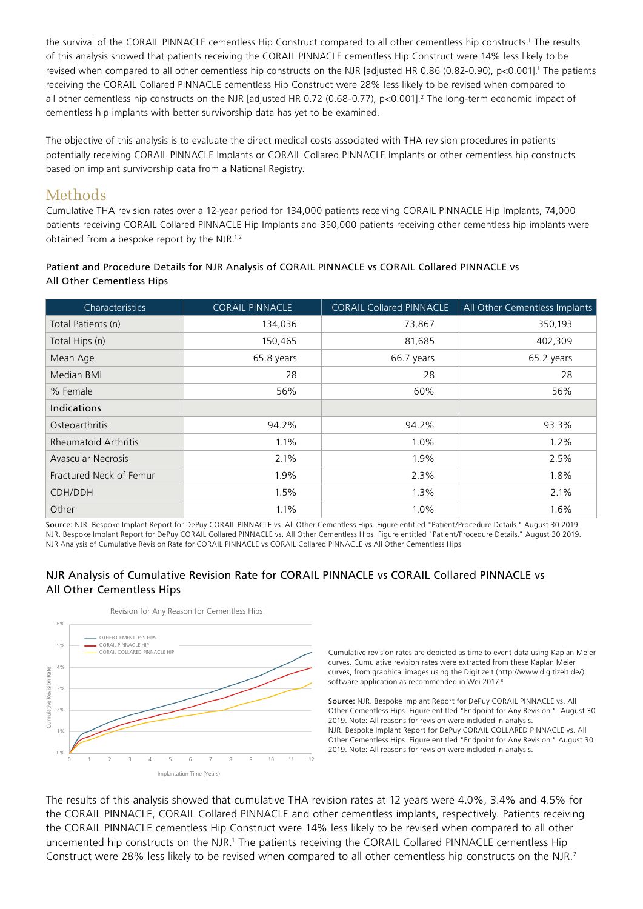the survival of the CORAIL PINNACLE cementless Hip Construct compared to all other cementless hip constructs.[1] The results of this analysis showed that patients receiving the CORAIL PINNACLE cementless Hip Construct were 14% less likely to be revised when compared to all other cementless hip constructs on the NJR [adjusted HR 0.86 (0.82-0.90), p<0.001].[1] The patients receiving the CORAIL Collared PINNACLE cementless Hip Construct were 28% less likely to be revised when compared to all other cementless hip constructs on the NJR [adjusted HR 0.72 (0.68-0.77), p<0.001].[2] The long-term economic impact of cementless hip implants with better survivorship data has yet to be examined.

The objective of this analysis is to evaluate the direct medical costs associated with THA revision procedures in patients potentially receiving CORAIL PINNACLE Implants or CORAIL Collared PINNACLE Implants or other cementless hip constructs based on implant survivorship data from a National Registry.

## Methods

Cumulative THA revision rates over a 12-year period for 134,000 patients receiving CORAIL PINNACLE Hip Implants, 74,000 patients receiving CORAIL Collared PINNACLE Hip Implants and 350,000 patients receiving other cementless hip implants were obtained from a bespoke report by the NJR.[1,2]

### Patient and Procedure Details for NJR Analysis of CORAIL PINNACLE vs CORAIL Collared PINNACLE vs All Other Cementless Hips

| Characteristics | CORAIL PINNACLE | CORAIL Collared PINNACLE | All Other Cementless Implants |
|---|---|---|---|
| Total Patients (n) | 134,036 | 73,867 | 350,193 |
| Total Hips (n) | 150,465 | 81,685 | 402,309 |
| Mean Age | 65.8 years | 66.7 years | 65.2 years |
| Median BMI | 28 | 28 | 28 |
| % Female | 56% | 60% | 56% |
| **Indications** | | | |
| Osteoarthritis | 94.2% | 94.2% | 93.3% |
| Rheumatoid Arthritis | 1.1% | 1.0% | 1.2% |
| Avascular Necrosis | 2.1% | 1.9% | 2.5% |
| Fractured Neck of Femur | 1.9% | 2.3% | 1.8% |
| CDH/DDH | 1.5% | 1.3% | 2.1% |
| Other | 1.1% | 1.0% | 1.6% |

**Source:** NJR. Bespoke Implant Report for DePuy CORAIL PINNACLE vs. All Other Cementless Hips. Figure entitled "Patient/Procedure Details." August 30 2019. NJR. Bespoke Implant Report for DePuy CORAIL Collared PINNACLE vs. All Other Cementless Hips. Figure entitled "Patient/Procedure Details." August 30 2019. NJR Analysis of Cumulative Revision Rate for CORAIL PINNACLE vs CORAIL Collared PINNACLE vs All Other Cementless Hips

### NJR Analysis of Cumulative Revision Rate for CORAIL PINNACLE vs CORAIL Collared PINNACLE vs All Other Cementless Hips

Revision for Any Reason for Cementless Hips

Cumulative revision rates are depicted as time to event data using Kaplan Meier curves. Cumulative revision rates were extracted from these Kaplan Meier curves, from graphical images using the Digitizeit (http://www.digitizeit.de/) software application as recommended in Wei 2017.[8]

**Source:** NJR. Bespoke Implant Report for DePuy CORAIL PINNACLE vs. All Other Cementless Hips. Figure entitled "Endpoint for Any Revision." August 30 2019. Note: All reasons for revision were included in analysis. NJR. Bespoke Implant Report for DePuy CORAIL COLLARED PINNACLE vs. All Other Cementless Hips. Figure entitled "Endpoint for Any Revision." August 30 2019. Note: All reasons for revision were included in analysis.

The results of this analysis showed that cumulative THA revision rates at 12 years were 4.0%, 3.4% and 4.5% for the CORAIL PINNACLE, CORAIL Collared PINNACLE and other cementless implants, respectively. Patients receiving the CORAIL PINNACLE cementless Hip Construct were 14% less likely to be revised when compared to all other uncemented hip constructs on the NJR.[1] The patients receiving the CORAIL Collared PINNACLE cementless Hip Construct were 28% less likely to be revised when compared to all other cementless hip constructs on the NJR.[2]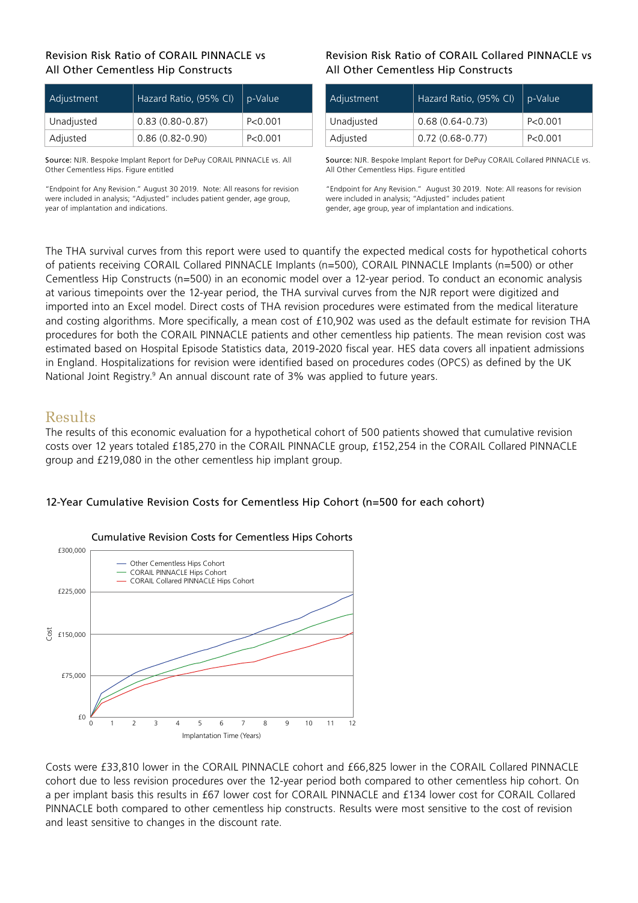### Revision Risk Ratio of CORAIL PINNACLE vs All Other Cementless Hip Constructs

| Adjustment | Hazard Ratio, (95% CI) | p-Value |
|---|---|---|
| Unadjusted | 0.83 (0.80-0.87) | P<0.001 |
| Adjusted | 0.86 (0.82-0.90) | P<0.001 |

**Source:** NJR. Bespoke Implant Report for DePuy CORAIL PINNACLE vs. All Other Cementless Hips. Figure entitled

"Endpoint for Any Revision." August 30 2019. Note: All reasons for revision were included in analysis; "Adjusted" includes patient gender, age group, year of implantation and indications.

### Revision Risk Ratio of CORAIL Collared PINNACLE vs All Other Cementless Hip Constructs

| Adjustment | Hazard Ratio, (95% CI) | p-Value |
|---|---|---|
| Unadjusted | 0.68 (0.64-0.73) | P<0.001 |
| Adjusted | 0.72 (0.68-0.77) | P<0.001 |

**Source:** NJR. Bespoke Implant Report for DePuy CORAIL Collared PINNACLE vs. All Other Cementless Hips. Figure entitled

"Endpoint for Any Revision." August 30 2019. Note: All reasons for revision were included in analysis; "Adjusted" includes patient gender, age group, year of implantation and indications.

The THA survival curves from this report were used to quantify the expected medical costs for hypothetical cohorts of patients receiving CORAIL Collared PINNACLE Implants (n=500), CORAIL PINNACLE Implants (n=500) or other Cementless Hip Constructs (n=500) in an economic model over a 12-year period. To conduct an economic analysis at various timepoints over the 12-year period, the THA survival curves from the NJR report were digitized and imported into an Excel model. Direct costs of THA revision procedures were estimated from the medical literature and costing algorithms. More specifically, a mean cost of £10,902 was used as the default estimate for revision THA procedures for both the CORAIL PINNACLE patients and other cementless hip patients. The mean revision cost was estimated based on Hospital Episode Statistics data, 2019-2020 fiscal year. HES data covers all inpatient admissions in England. Hospitalizations for revision were identified based on procedures codes (OPCS) as defined by the UK National Joint Registry.[9] An annual discount rate of 3% was applied to future years.

## Results

The results of this economic evaluation for a hypothetical cohort of 500 patients showed that cumulative revision costs over 12 years totaled £185,270 in the CORAIL PINNACLE group, £152,254 in the CORAIL Collared PINNACLE group and £219,080 in the other cementless hip implant group.

### 12-Year Cumulative Revision Costs for Cementless Hip Cohort (n=500 for each cohort)

Cumulative Revision Costs for Cementless Hips Cohorts

Legend: Other Cementless Hips Cohort; CORAIL PINNACLE Hips Cohort; CORAIL Collared PINNACLE Hips Cohort

Y-axis: Cost (£0, £75,000, £150,000, £225,000, £300,000)

X-axis: Implantation Time (Years) (0–12)

Costs were £33,810 lower in the CORAIL PINNACLE cohort and £66,825 lower in the CORAIL Collared PINNACLE cohort due to less revision procedures over the 12-year period both compared to other cementless hip cohort. On a per implant basis this results in £67 lower cost for CORAIL PINNACLE and £134 lower cost for CORAIL Collared PINNACLE both compared to other cementless hip constructs. Results were most sensitive to the cost of revision and least sensitive to changes in the discount rate.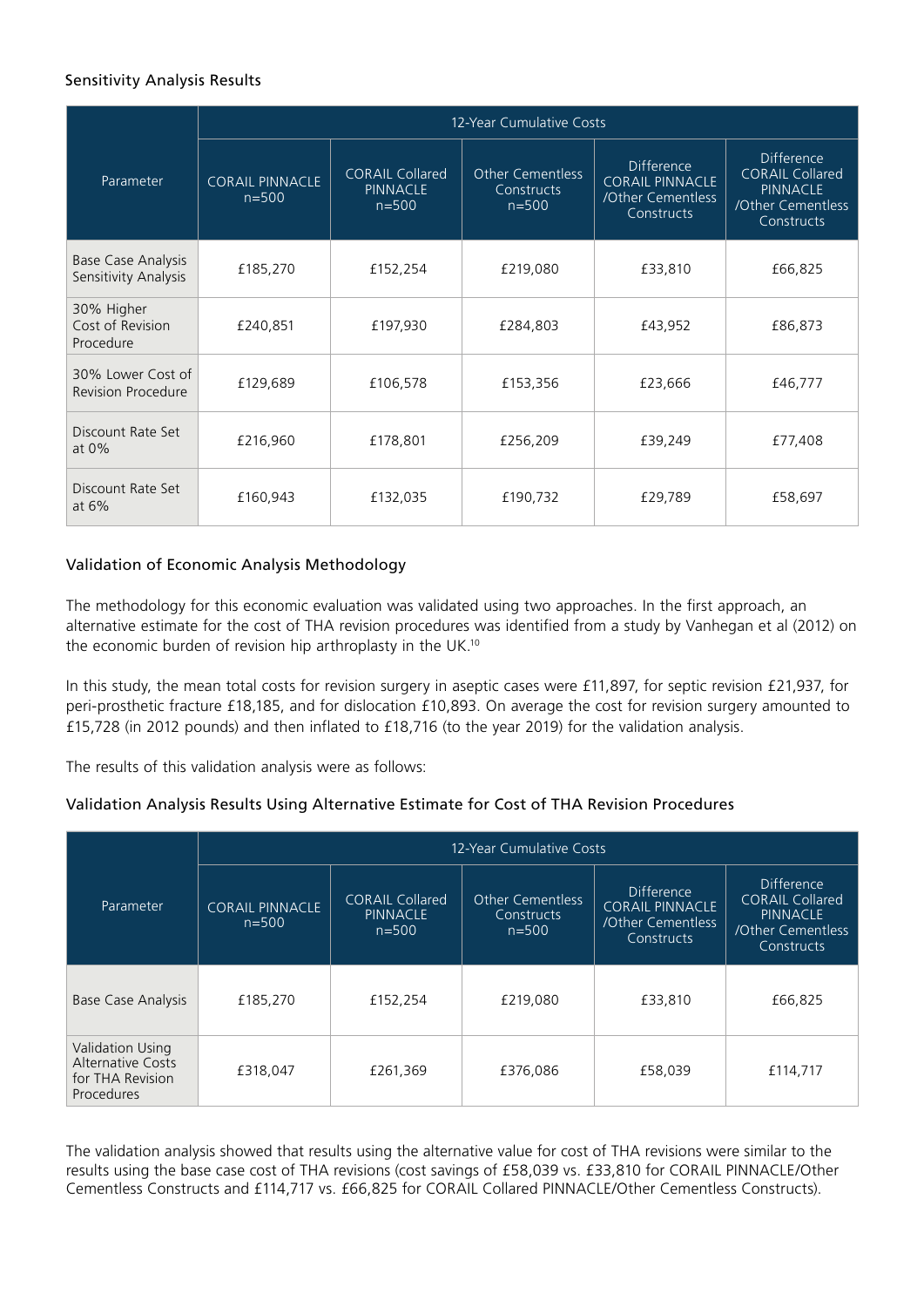### Sensitivity Analysis Results

| Parameter | 12-Year Cumulative Costs | | | | |
|---|---|---|---|---|---|
| | CORAIL PINNACLE n=500 | CORAIL Collared PINNACLE n=500 | Other Cementless Constructs n=500 | Difference CORAIL PINNACLE /Other Cementless Constructs | Difference CORAIL Collared PINNACLE /Other Cementless Constructs |
| Base Case Analysis Sensitivity Analysis | £185,270 | £152,254 | £219,080 | £33,810 | £66,825 |
| 30% Higher Cost of Revision Procedure | £240,851 | £197,930 | £284,803 | £43,952 | £86,873 |
| 30% Lower Cost of Revision Procedure | £129,689 | £106,578 | £153,356 | £23,666 | £46,777 |
| Discount Rate Set at 0% | £216,960 | £178,801 | £256,209 | £39,249 | £77,408 |
| Discount Rate Set at 6% | £160,943 | £132,035 | £190,732 | £29,789 | £58,697 |

### Validation of Economic Analysis Methodology

The methodology for this economic evaluation was validated using two approaches. In the first approach, an alternative estimate for the cost of THA revision procedures was identified from a study by Vanhegan et al (2012) on the economic burden of revision hip arthroplasty in the UK.[10]

In this study, the mean total costs for revision surgery in aseptic cases were £11,897, for septic revision £21,937, for peri-prosthetic fracture £18,185, and for dislocation £10,893. On average the cost for revision surgery amounted to £15,728 (in 2012 pounds) and then inflated to £18,716 (to the year 2019) for the validation analysis.

The results of this validation analysis were as follows:

### Validation Analysis Results Using Alternative Estimate for Cost of THA Revision Procedures

| Parameter | 12-Year Cumulative Costs | | | | |
|---|---|---|---|---|---|
| | CORAIL PINNACLE n=500 | CORAIL Collared PINNACLE n=500 | Other Cementless Constructs n=500 | Difference CORAIL PINNACLE /Other Cementless Constructs | Difference CORAIL Collared PINNACLE /Other Cementless Constructs |
| Base Case Analysis | £185,270 | £152,254 | £219,080 | £33,810 | £66,825 |
| Validation Using Alternative Costs for THA Revision Procedures | £318,047 | £261,369 | £376,086 | £58,039 | £114,717 |

The validation analysis showed that results using the alternative value for cost of THA revisions were similar to the results using the base case cost of THA revisions (cost savings of £58,039 vs. £33,810 for CORAIL PINNACLE/Other Cementless Constructs and £114,717 vs. £66,825 for CORAIL Collared PINNACLE/Other Cementless Constructs).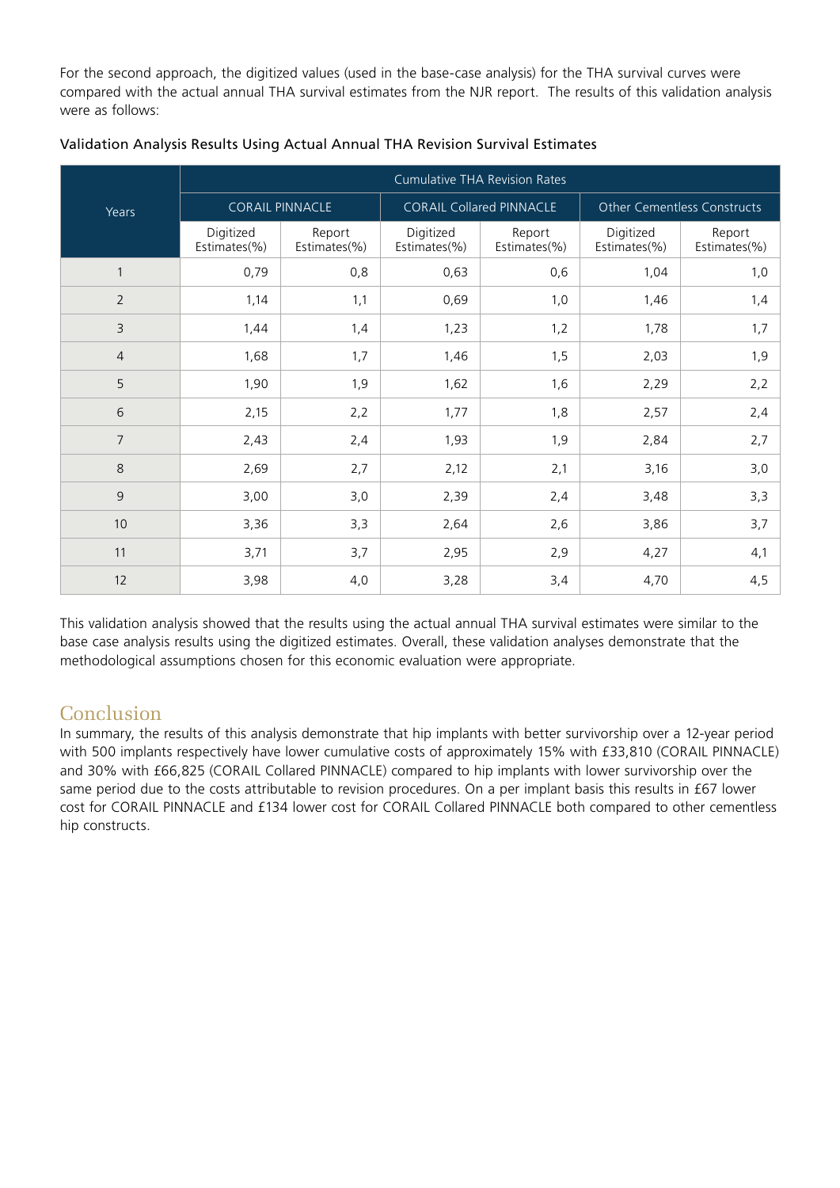For the second approach, the digitized values (used in the base-case analysis) for the THA survival curves were compared with the actual annual THA survival estimates from the NJR report. The results of this validation analysis were as follows:

Validation Analysis Results Using Actual Annual THA Revision Survival Estimates

| Years | Cumulative THA Revision Rates | | | | | |
|---|---|---|---|---|---|---|
| | CORAIL PINNACLE | | CORAIL Collared PINNACLE | | Other Cementless Constructs | |
| | Digitized Estimates(%) | Report Estimates(%) | Digitized Estimates(%) | Report Estimates(%) | Digitized Estimates(%) | Report Estimates(%) |
| 1 | 0,79 | 0,8 | 0,63 | 0,6 | 1,04 | 1,0 |
| 2 | 1,14 | 1,1 | 0,69 | 1,0 | 1,46 | 1,4 |
| 3 | 1,44 | 1,4 | 1,23 | 1,2 | 1,78 | 1,7 |
| 4 | 1,68 | 1,7 | 1,46 | 1,5 | 2,03 | 1,9 |
| 5 | 1,90 | 1,9 | 1,62 | 1,6 | 2,29 | 2,2 |
| 6 | 2,15 | 2,2 | 1,77 | 1,8 | 2,57 | 2,4 |
| 7 | 2,43 | 2,4 | 1,93 | 1,9 | 2,84 | 2,7 |
| 8 | 2,69 | 2,7 | 2,12 | 2,1 | 3,16 | 3,0 |
| 9 | 3,00 | 3,0 | 2,39 | 2,4 | 3,48 | 3,3 |
| 10 | 3,36 | 3,3 | 2,64 | 2,6 | 3,86 | 3,7 |
| 11 | 3,71 | 3,7 | 2,95 | 2,9 | 4,27 | 4,1 |
| 12 | 3,98 | 4,0 | 3,28 | 3,4 | 4,70 | 4,5 |

This validation analysis showed that the results using the actual annual THA survival estimates were similar to the base case analysis results using the digitized estimates. Overall, these validation analyses demonstrate that the methodological assumptions chosen for this economic evaluation were appropriate.

## Conclusion

In summary, the results of this analysis demonstrate that hip implants with better survivorship over a 12-year period with 500 implants respectively have lower cumulative costs of approximately 15% with £33,810 (CORAIL PINNACLE) and 30% with £66,825 (CORAIL Collared PINNACLE) compared to hip implants with lower survivorship over the same period due to the costs attributable to revision procedures. On a per implant basis this results in £67 lower cost for CORAIL PINNACLE and £134 lower cost for CORAIL Collared PINNACLE both compared to other cementless hip constructs.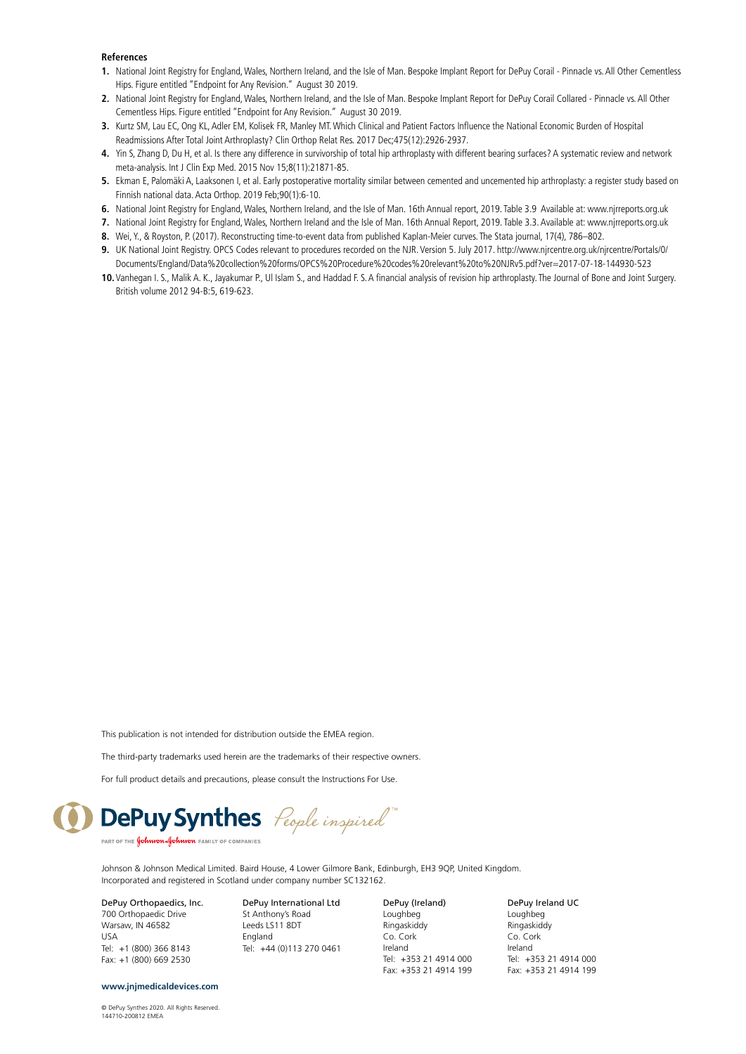**References**

1. National Joint Registry for England, Wales, Northern Ireland, and the Isle of Man. Bespoke Implant Report for DePuy Corail - Pinnacle vs. All Other Cementless Hips. Figure entitled "Endpoint for Any Revision." August 30 2019.
2. National Joint Registry for England, Wales, Northern Ireland, and the Isle of Man. Bespoke Implant Report for DePuy Corail Collared - Pinnacle vs. All Other Cementless Hips. Figure entitled "Endpoint for Any Revision." August 30 2019.
3. Kurtz SM, Lau EC, Ong KL, Adler EM, Kolisek FR, Manley MT. Which Clinical and Patient Factors Influence the National Economic Burden of Hospital Readmissions After Total Joint Arthroplasty? Clin Orthop Relat Res. 2017 Dec;475(12):2926-2937.
4. Yin S, Zhang D, Du H, et al. Is there any difference in survivorship of total hip arthroplasty with different bearing surfaces? A systematic review and network meta-analysis. Int J Clin Exp Med. 2015 Nov 15;8(11):21871-85.
5. Ekman E, Palomäki A, Laaksonen I, et al. Early postoperative mortality similar between cemented and uncemented hip arthroplasty: a register study based on Finnish national data. Acta Orthop. 2019 Feb;90(1):6-10.
6. National Joint Registry for England, Wales, Northern Ireland, and the Isle of Man. 16th Annual report, 2019. Table 3.9 Available at: www.njrreports.org.uk
7. National Joint Registry for England, Wales, Northern Ireland and the Isle of Man. 16th Annual Report, 2019. Table 3.3. Available at: www.njrreports.org.uk
8. Wei, Y., & Royston, P. (2017). Reconstructing time-to-event data from published Kaplan-Meier curves. The Stata journal, 17(4), 786–802.
9. UK National Joint Registry. OPCS Codes relevant to procedures recorded on the NJR. Version 5. July 2017. http://www.njrcentre.org.uk/njrcentre/Portals/0/Documents/England/Data%20collection%20forms/OPCS%20Procedure%20codes%20relevant%20to%20NJRv5.pdf?ver=2017-07-18-144930-523
10. Vanhegan I. S., Malik A. K., Jayakumar P., Ul Islam S., and Haddad F. S. A financial analysis of revision hip arthroplasty. The Journal of Bone and Joint Surgery. British volume 2012 94-B:5, 619-623.

This publication is not intended for distribution outside the EMEA region.

The third-party trademarks used herein are the trademarks of their respective owners.

For full product details and precautions, please consult the Instructions For Use.

DePuy Synthes *People inspired*™

PART OF THE Johnson & Johnson FAMILY OF COMPANIES

Johnson & Johnson Medical Limited. Baird House, 4 Lower Gilmore Bank, Edinburgh, EH3 9QP, United Kingdom.
Incorporated and registered in Scotland under company number SC132162.

DePuy Orthopaedics, Inc.
700 Orthopaedic Drive
Warsaw, IN 46582
USA
Tel: +1 (800) 366 8143
Fax: +1 (800) 669 2530

DePuy International Ltd
St Anthony's Road
Leeds LS11 8DT
England
Tel: +44 (0)113 270 0461

DePuy (Ireland)
Loughbeg
Ringaskiddy
Co. Cork
Ireland
Tel: +353 21 4914 000
Fax: +353 21 4914 199

DePuy Ireland UC
Loughbeg
Ringaskiddy
Co. Cork
Ireland
Tel: +353 21 4914 000
Fax: +353 21 4914 199

**www.jnjmedicaldevices.com**

© DePuy Synthes 2020. All Rights Reserved.
144710-200812 EMEA